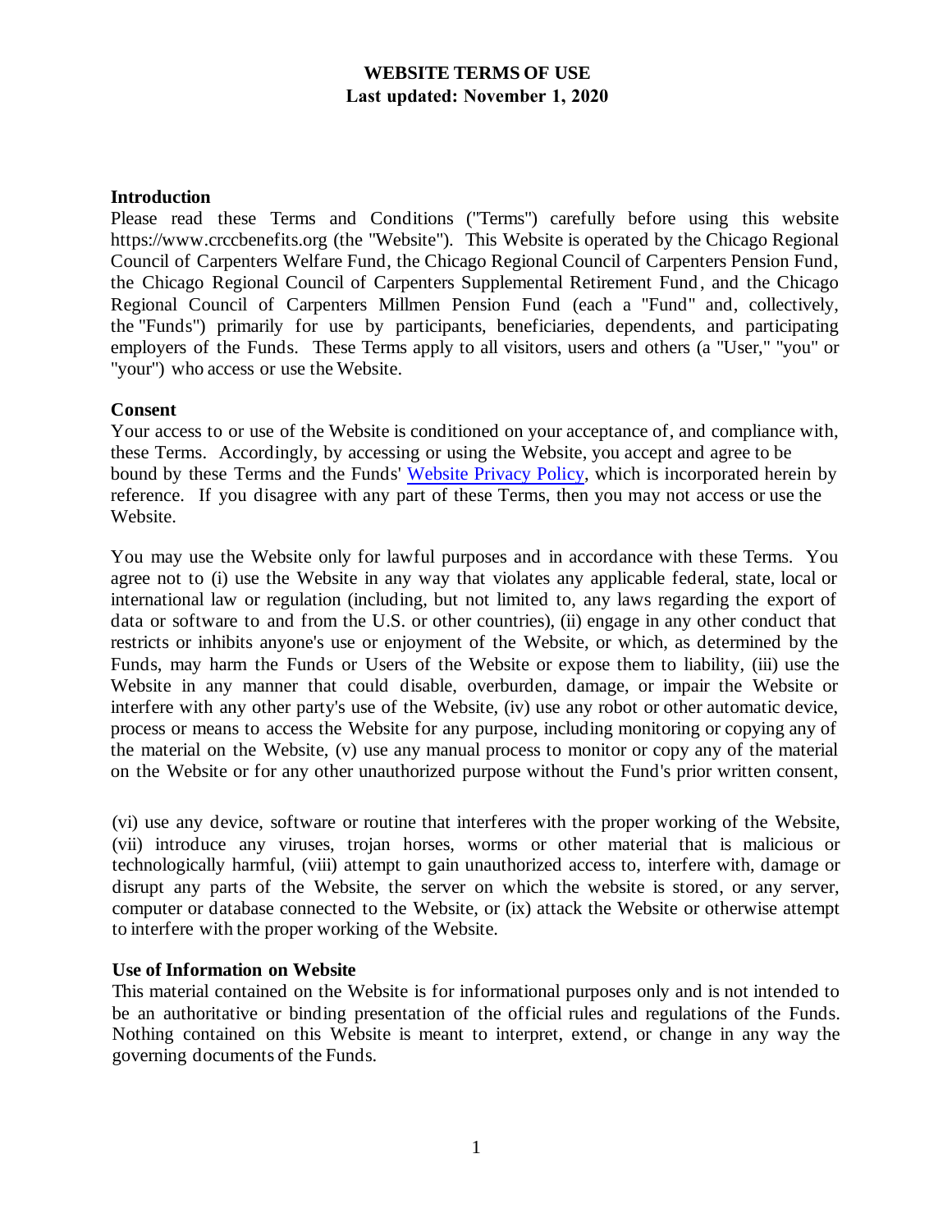# WEBSITE TERMS OF USE

**Last updated: November 1, 2020**

## Introduction

Please read these Terms and Conditions ("Terms") carefully before using this website https://www.crccbenefits.org (the "Website"). This Website is operated by the Chicago Regional Council of Carpenters Welfare Fund, the Chicago Regional Council of Carpenters Pension Fund, the Chicago Regional Council of Carpenters Supplemental Retirement Fund, and the Chicago Regional Council of Carpenters Millmen Pension Fund (each a "Fund" and, collectively, the "Funds") primarily for use by participants, beneficiaries, dependents, and participating employers of the Funds. These Terms apply to all visitors, users and others (a "User," "you" or "your") who access or use the Website.

## Consent

Your access to or use of the Website is conditioned on your acceptance of, and compliance with, these Terms. Accordingly, by accessing or using the Website, you accept and agree to be bound by these Terms and the Funds' Website Privacy Policy, which is incorporated herein by reference. If you disagree with any part of these Terms, then you may not access or use the Website.

You may use the Website only for lawful purposes and in accordance with these Terms. You agree not to (i) use the Website in any way that violates any applicable federal, state, local or international law or regulation (including, but not limited to, any laws regarding the export of data or software to and from the U.S. or other countries), (ii) engage in any other conduct that restricts or inhibits anyone's use or enjoyment of the Website, or which, as determined by the Funds, may harm the Funds or Users of the Website or expose them to liability, (iii) use the Website in any manner that could disable, overburden, damage, or impair the Website or interfere with any other party's use of the Website, (iv) use any robot or other automatic device, process or means to access the Website for any purpose, including monitoring or copying any of the material on the Website, (v) use any manual process to monitor or copy any of the material on the Website or for any other unauthorized purpose without the Fund's prior written consent, (vi) use any device, software or routine that interferes with the proper working of the Website, (vii) introduce any viruses, trojan horses, worms or other material that is malicious or technologically harmful, (viii) attempt to gain unauthorized access to, interfere with, damage or disrupt any parts of the Website, the server on which the website is stored, or any server, computer or database connected to the Website, or (ix) attack the Website or otherwise attempt to interfere with the proper working of the Website.

## Use of Information on Website

This material contained on the Website is for informational purposes only and is not intended to be an authoritative or binding presentation of the official rules and regulations of the Funds. Nothing contained on this Website is meant to interpret, extend, or change in any way the governing documents of the Funds.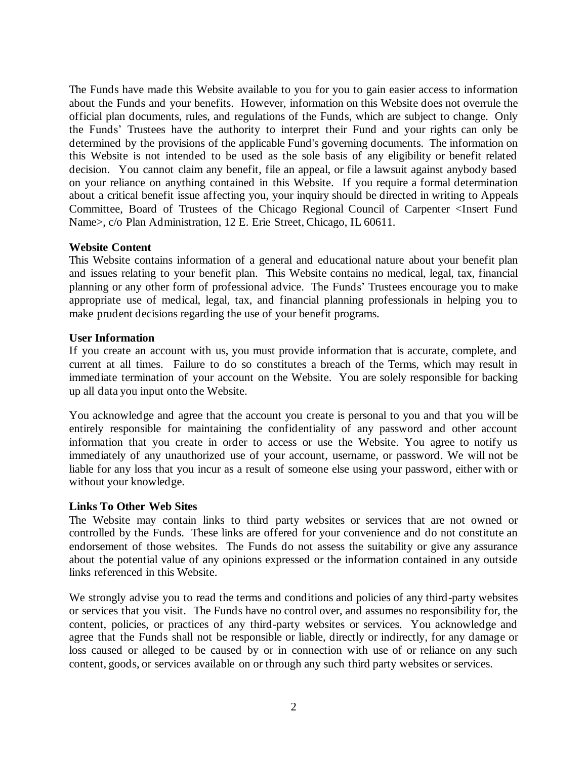The Funds have made this Website available to you for you to gain easier access to information about the Funds and your benefits. However, information on this Website does not overrule the official plan documents, rules, and regulations of the Funds, which are subject to change. Only the Funds' Trustees have the authority to interpret their Fund and your rights can only be determined by the provisions of the applicable Fund's governing documents. The information on this Website is not intended to be used as the sole basis of any eligibility or benefit related decision. You cannot claim any benefit, file an appeal, or file a lawsuit against anybody based on your reliance on anything contained in this Website. If you require a formal determination about a critical benefit issue affecting you, your inquiry should be directed in writing to Appeals Committee, Board of Trustees of the Chicago Regional Council of Carpenter <Insert Fund Name>, c/o Plan Administration, 12 E. Erie Street, Chicago, IL 60611.

**Website Content**

This Website contains information of a general and educational nature about your benefit plan and issues relating to your benefit plan. This Website contains no medical, legal, tax, financial planning or any other form of professional advice. The Funds' Trustees encourage you to make appropriate use of medical, legal, tax, and financial planning professionals in helping you to make prudent decisions regarding the use of your benefit programs.

**User Information**

If you create an account with us, you must provide information that is accurate, complete, and current at all times. Failure to do so constitutes a breach of the Terms, which may result in immediate termination of your account on the Website. You are solely responsible for backing up all data you input onto the Website.

You acknowledge and agree that the account you create is personal to you and that you will be entirely responsible for maintaining the confidentiality of any password and other account information that you create in order to access or use the Website. You agree to notify us immediately of any unauthorized use of your account, username, or password. We will not be liable for any loss that you incur as a result of someone else using your password, either with or without your knowledge.

**Links To Other Web Sites**

The Website may contain links to third party websites or services that are not owned or controlled by the Funds. These links are offered for your convenience and do not constitute an endorsement of those websites. The Funds do not assess the suitability or give any assurance about the potential value of any opinions expressed or the information contained in any outside links referenced in this Website.

We strongly advise you to read the terms and conditions and policies of any third-party websites or services that you visit. The Funds have no control over, and assumes no responsibility for, the content, policies, or practices of any third-party websites or services. You acknowledge and agree that the Funds shall not be responsible or liable, directly or indirectly, for any damage or loss caused or alleged to be caused by or in connection with use of or reliance on any such content, goods, or services available on or through any such third party websites or services.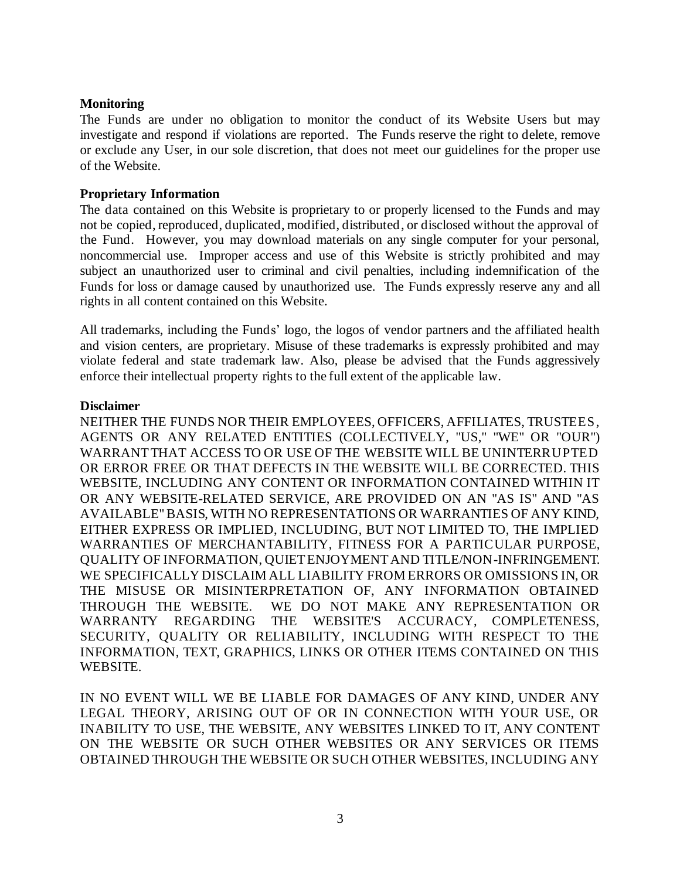**Monitoring**

The Funds are under no obligation to monitor the conduct of its Website Users but may investigate and respond if violations are reported. The Funds reserve the right to delete, remove or exclude any User, in our sole discretion, that does not meet our guidelines for the proper use of the Website.

**Proprietary Information**

The data contained on this Website is proprietary to or properly licensed to the Funds and may not be copied, reproduced, duplicated, modified, distributed, or disclosed without the approval of the Fund. However, you may download materials on any single computer for your personal, noncommercial use. Improper access and use of this Website is strictly prohibited and may subject an unauthorized user to criminal and civil penalties, including indemnification of the Funds for loss or damage caused by unauthorized use. The Funds expressly reserve any and all rights in all content contained on this Website.

All trademarks, including the Funds' logo, the logos of vendor partners and the affiliated health and vision centers, are proprietary. Misuse of these trademarks is expressly prohibited and may violate federal and state trademark law. Also, please be advised that the Funds aggressively enforce their intellectual property rights to the full extent of the applicable law.

**Disclaimer**

NEITHER THE FUNDS NOR THEIR EMPLOYEES, OFFICERS, AFFILIATES, TRUSTEES, AGENTS OR ANY RELATED ENTITIES (COLLECTIVELY, "US," "WE" OR "OUR") WARRANT THAT ACCESS TO OR USE OF THE WEBSITE WILL BE UNINTERRUPTED OR ERROR FREE OR THAT DEFECTS IN THE WEBSITE WILL BE CORRECTED. THIS WEBSITE, INCLUDING ANY CONTENT OR INFORMATION CONTAINED WITHIN IT OR ANY WEBSITE-RELATED SERVICE, ARE PROVIDED ON AN "AS IS" AND "AS AVAILABLE" BASIS, WITH NO REPRESENTATIONS OR WARRANTIES OF ANY KIND, EITHER EXPRESS OR IMPLIED, INCLUDING, BUT NOT LIMITED TO, THE IMPLIED WARRANTIES OF MERCHANTABILITY, FITNESS FOR A PARTICULAR PURPOSE, QUALITY OF INFORMATION, QUIET ENJOYMENT AND TITLE/NON-INFRINGEMENT. WE SPECIFICALLY DISCLAIM ALL LIABILITY FROM ERRORS OR OMISSIONS IN, OR THE MISUSE OR MISINTERPRETATION OF, ANY INFORMATION OBTAINED THROUGH THE WEBSITE. WE DO NOT MAKE ANY REPRESENTATION OR WARRANTY REGARDING THE WEBSITE'S ACCURACY, COMPLETENESS, SECURITY, QUALITY OR RELIABILITY, INCLUDING WITH RESPECT TO THE INFORMATION, TEXT, GRAPHICS, LINKS OR OTHER ITEMS CONTAINED ON THIS WEBSITE.

IN NO EVENT WILL WE BE LIABLE FOR DAMAGES OF ANY KIND, UNDER ANY LEGAL THEORY, ARISING OUT OF OR IN CONNECTION WITH YOUR USE, OR INABILITY TO USE, THE WEBSITE, ANY WEBSITES LINKED TO IT, ANY CONTENT ON THE WEBSITE OR SUCH OTHER WEBSITES OR ANY SERVICES OR ITEMS OBTAINED THROUGH THE WEBSITE OR SUCH OTHER WEBSITES, INCLUDING ANY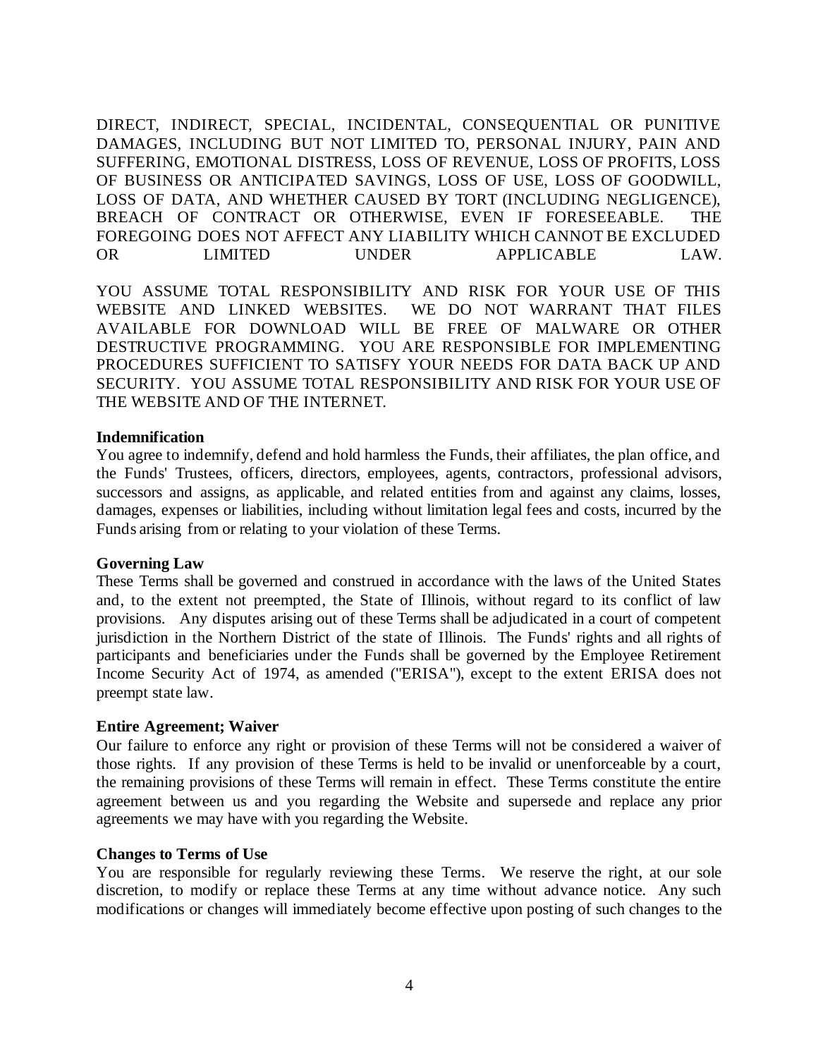DIRECT, INDIRECT, SPECIAL, INCIDENTAL, CONSEQUENTIAL OR PUNITIVE DAMAGES, INCLUDING BUT NOT LIMITED TO, PERSONAL INJURY, PAIN AND SUFFERING, EMOTIONAL DISTRESS, LOSS OF REVENUE, LOSS OF PROFITS, LOSS OF BUSINESS OR ANTICIPATED SAVINGS, LOSS OF USE, LOSS OF GOODWILL, LOSS OF DATA, AND WHETHER CAUSED BY TORT (INCLUDING NEGLIGENCE), BREACH OF CONTRACT OR OTHERWISE, EVEN IF FORESEEABLE. THE FOREGOING DOES NOT AFFECT ANY LIABILITY WHICH CANNOT BE EXCLUDED OR LIMITED UNDER APPLICABLE LAW.

YOU ASSUME TOTAL RESPONSIBILITY AND RISK FOR YOUR USE OF THIS WEBSITE AND LINKED WEBSITES. WE DO NOT WARRANT THAT FILES AVAILABLE FOR DOWNLOAD WILL BE FREE OF MALWARE OR OTHER DESTRUCTIVE PROGRAMMING. YOU ARE RESPONSIBLE FOR IMPLEMENTING PROCEDURES SUFFICIENT TO SATISFY YOUR NEEDS FOR DATA BACK UP AND SECURITY. YOU ASSUME TOTAL RESPONSIBILITY AND RISK FOR YOUR USE OF THE WEBSITE AND OF THE INTERNET.

**Indemnification**

You agree to indemnify, defend and hold harmless the Funds, their affiliates, the plan office, and the Funds' Trustees, officers, directors, employees, agents, contractors, professional advisors, successors and assigns, as applicable, and related entities from and against any claims, losses, damages, expenses or liabilities, including without limitation legal fees and costs, incurred by the Funds arising from or relating to your violation of these Terms.

**Governing Law**

These Terms shall be governed and construed in accordance with the laws of the United States and, to the extent not preempted, the State of Illinois, without regard to its conflict of law provisions. Any disputes arising out of these Terms shall be adjudicated in a court of competent jurisdiction in the Northern District of the state of Illinois. The Funds' rights and all rights of participants and beneficiaries under the Funds shall be governed by the Employee Retirement Income Security Act of 1974, as amended ("ERISA"), except to the extent ERISA does not preempt state law.

**Entire Agreement; Waiver**

Our failure to enforce any right or provision of these Terms will not be considered a waiver of those rights. If any provision of these Terms is held to be invalid or unenforceable by a court, the remaining provisions of these Terms will remain in effect. These Terms constitute the entire agreement between us and you regarding the Website and supersede and replace any prior agreements we may have with you regarding the Website.

**Changes to Terms of Use**

You are responsible for regularly reviewing these Terms. We reserve the right, at our sole discretion, to modify or replace these Terms at any time without advance notice. Any such modifications or changes will immediately become effective upon posting of such changes to the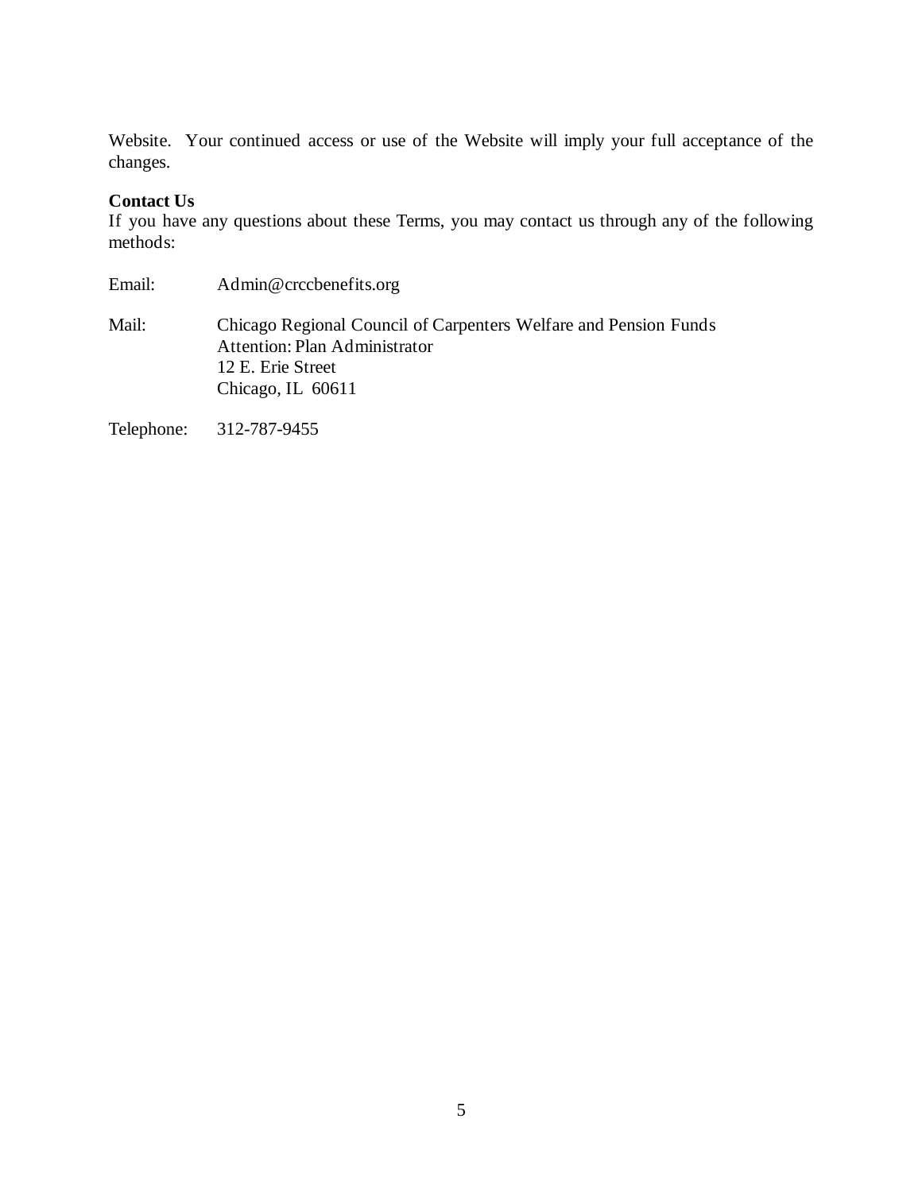Website. Your continued access or use of the Website will imply your full acceptance of the changes.

**Contact Us**
If you have any questions about these Terms, you may contact us through any of the following methods:

Email: Admin@crccbenefits.org

Mail: Chicago Regional Council of Carpenters Welfare and Pension Funds
Attention: Plan Administrator
12 E. Erie Street
Chicago, IL 60611

Telephone: 312-787-9455